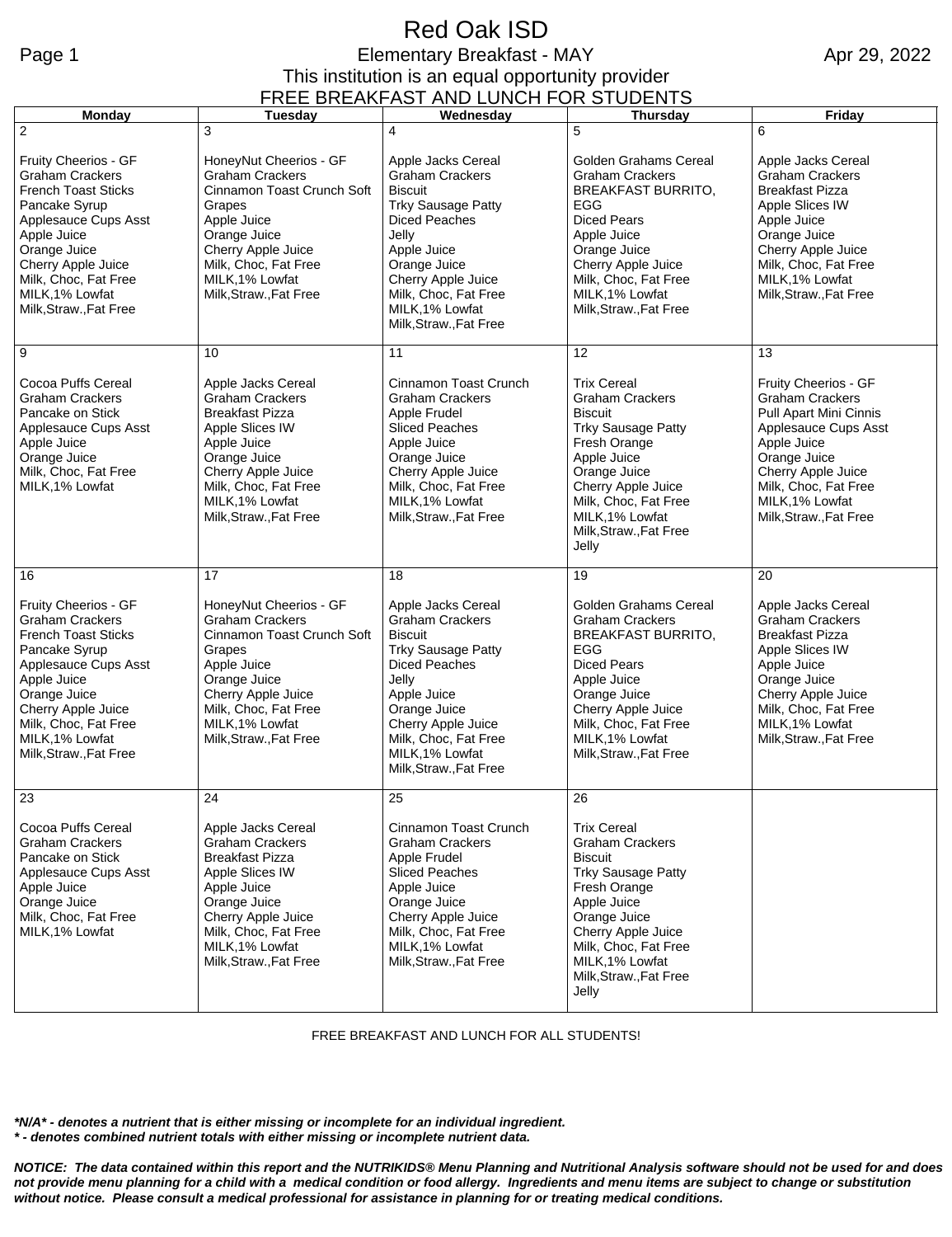# Red Oak ISD

## Elementary Breakfast - MAY

Apr 29, 2022

This institution is an equal opportunity provider

FREE BREAKFAST AND LUNCH FOR STUDENTS

| Monday | Tuesday | Wednesday | Thursday | Friday |
|---|---|---|---|---|
| 2<br><br>Fruity Cheerios - GF<br>Graham Crackers<br>French Toast Sticks<br>Pancake Syrup<br>Applesauce Cups Asst<br>Apple Juice<br>Orange Juice<br>Cherry Apple Juice<br>Milk, Choc, Fat Free<br>MILK,1% Lowfat<br>Milk,Straw.,Fat Free | 3<br><br>HoneyNut Cheerios - GF<br>Graham Crackers<br>Cinnamon Toast Crunch Soft<br>Grapes<br>Apple Juice<br>Orange Juice<br>Cherry Apple Juice<br>Milk, Choc, Fat Free<br>MILK,1% Lowfat<br>Milk,Straw.,Fat Free | 4<br><br>Apple Jacks Cereal<br>Graham Crackers<br>Biscuit<br>Trky Sausage Patty<br>Diced Peaches<br>Jelly<br>Apple Juice<br>Orange Juice<br>Cherry Apple Juice<br>Milk, Choc, Fat Free<br>MILK,1% Lowfat<br>Milk,Straw.,Fat Free | 5<br><br>Golden Grahams Cereal<br>Graham Crackers<br>BREAKFAST BURRITO, EGG<br>Diced Pears<br>Apple Juice<br>Orange Juice<br>Cherry Apple Juice<br>Milk, Choc, Fat Free<br>MILK,1% Lowfat<br>Milk,Straw.,Fat Free | 6<br><br>Apple Jacks Cereal<br>Graham Crackers<br>Breakfast Pizza<br>Apple Slices IW<br>Apple Juice<br>Orange Juice<br>Cherry Apple Juice<br>Milk, Choc, Fat Free<br>MILK,1% Lowfat<br>Milk,Straw.,Fat Free |
| 9<br><br>Cocoa Puffs Cereal<br>Graham Crackers<br>Pancake on Stick<br>Applesauce Cups Asst<br>Apple Juice<br>Orange Juice<br>Milk, Choc, Fat Free<br>MILK,1% Lowfat | 10<br><br>Apple Jacks Cereal<br>Graham Crackers<br>Breakfast Pizza<br>Apple Slices IW<br>Apple Juice<br>Orange Juice<br>Cherry Apple Juice<br>Milk, Choc, Fat Free<br>MILK,1% Lowfat<br>Milk,Straw.,Fat Free | 11<br><br>Cinnamon Toast Crunch<br>Graham Crackers<br>Apple Frudel<br>Sliced Peaches<br>Apple Juice<br>Orange Juice<br>Cherry Apple Juice<br>Milk, Choc, Fat Free<br>MILK,1% Lowfat<br>Milk,Straw.,Fat Free | 12<br><br>Trix Cereal<br>Graham Crackers<br>Biscuit<br>Trky Sausage Patty<br>Fresh Orange<br>Apple Juice<br>Orange Juice<br>Cherry Apple Juice<br>Milk, Choc, Fat Free<br>MILK,1% Lowfat<br>Milk,Straw.,Fat Free<br>Jelly | 13<br><br>Fruity Cheerios - GF<br>Graham Crackers<br>Pull Apart Mini Cinnis<br>Applesauce Cups Asst<br>Apple Juice<br>Orange Juice<br>Cherry Apple Juice<br>Milk, Choc, Fat Free<br>MILK,1% Lowfat<br>Milk,Straw.,Fat Free |
| 16<br><br>Fruity Cheerios - GF<br>Graham Crackers<br>French Toast Sticks<br>Pancake Syrup<br>Applesauce Cups Asst<br>Apple Juice<br>Orange Juice<br>Cherry Apple Juice<br>Milk, Choc, Fat Free<br>MILK,1% Lowfat<br>Milk,Straw.,Fat Free | 17<br><br>HoneyNut Cheerios - GF<br>Graham Crackers<br>Cinnamon Toast Crunch Soft<br>Grapes<br>Apple Juice<br>Orange Juice<br>Cherry Apple Juice<br>Milk, Choc, Fat Free<br>MILK,1% Lowfat<br>Milk,Straw.,Fat Free | 18<br><br>Apple Jacks Cereal<br>Graham Crackers<br>Biscuit<br>Trky Sausage Patty<br>Diced Peaches<br>Jelly<br>Apple Juice<br>Orange Juice<br>Cherry Apple Juice<br>Milk, Choc, Fat Free<br>MILK,1% Lowfat<br>Milk,Straw.,Fat Free | 19<br><br>Golden Grahams Cereal<br>Graham Crackers<br>BREAKFAST BURRITO, EGG<br>Diced Pears<br>Apple Juice<br>Orange Juice<br>Cherry Apple Juice<br>Milk, Choc, Fat Free<br>MILK,1% Lowfat<br>Milk,Straw.,Fat Free | 20<br><br>Apple Jacks Cereal<br>Graham Crackers<br>Breakfast Pizza<br>Apple Slices IW<br>Apple Juice<br>Orange Juice<br>Cherry Apple Juice<br>Milk, Choc, Fat Free<br>MILK,1% Lowfat<br>Milk,Straw.,Fat Free |
| 23<br><br>Cocoa Puffs Cereal<br>Graham Crackers<br>Pancake on Stick<br>Applesauce Cups Asst<br>Apple Juice<br>Orange Juice<br>Milk, Choc, Fat Free<br>MILK,1% Lowfat | 24<br><br>Apple Jacks Cereal<br>Graham Crackers<br>Breakfast Pizza<br>Apple Slices IW<br>Apple Juice<br>Orange Juice<br>Cherry Apple Juice<br>Milk, Choc, Fat Free<br>MILK,1% Lowfat<br>Milk,Straw.,Fat Free | 25<br><br>Cinnamon Toast Crunch<br>Graham Crackers<br>Apple Frudel<br>Sliced Peaches<br>Apple Juice<br>Orange Juice<br>Cherry Apple Juice<br>Milk, Choc, Fat Free<br>MILK,1% Lowfat<br>Milk,Straw.,Fat Free | 26<br><br>Trix Cereal<br>Graham Crackers<br>Biscuit<br>Trky Sausage Patty<br>Fresh Orange<br>Apple Juice<br>Orange Juice<br>Cherry Apple Juice<br>Milk, Choc, Fat Free<br>MILK,1% Lowfat<br>Milk,Straw.,Fat Free<br>Jelly | |

FREE BREAKFAST AND LUNCH FOR ALL STUDENTS!

***N/A* - denotes a nutrient that is either missing or incomplete for an individual ingredient.**

***\* - denotes combined nutrient totals with either missing or incomplete nutrient data.***

***NOTICE: The data contained within this report and the NUTRIKIDS® Menu Planning and Nutritional Analysis software should not be used for and does not provide menu planning for a child with a medical condition or food allergy. Ingredients and menu items are subject to change or substitution without notice. Please consult a medical professional for assistance in planning for or treating medical conditions.***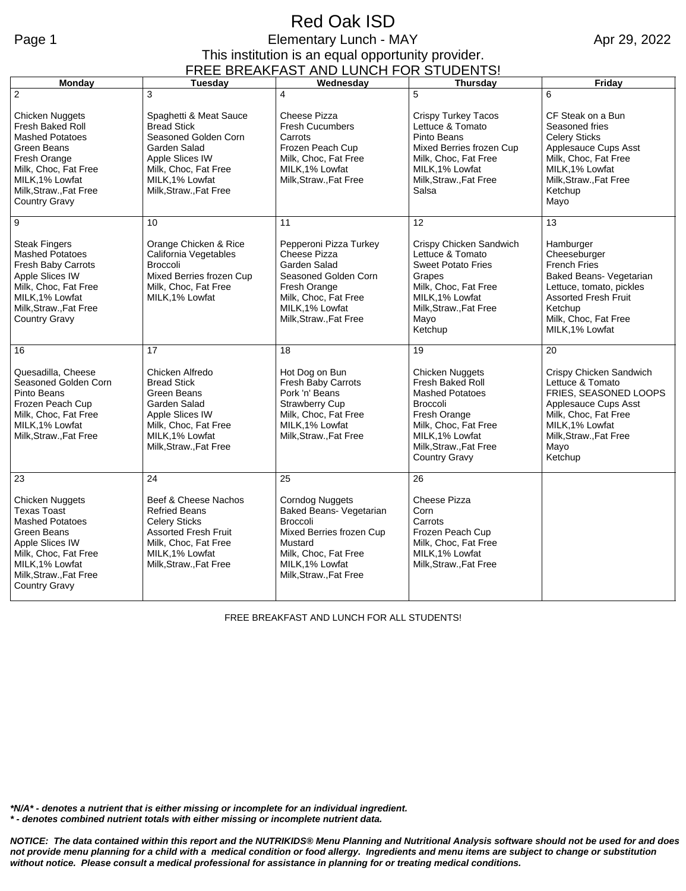# Red Oak ISD

## Elementary Lunch - MAY

This institution is an equal opportunity provider.

FREE BREAKFAST AND LUNCH FOR STUDENTS!

| Monday | Tuesday | Wednesday | Thursday | Friday |
|---|---|---|---|---|
| 2<br><br>Chicken Nuggets<br>Fresh Baked Roll<br>Mashed Potatoes<br>Green Beans<br>Fresh Orange<br>Milk, Choc, Fat Free<br>MILK,1% Lowfat<br>Milk,Straw.,Fat Free<br>Country Gravy | 3<br><br>Spaghetti & Meat Sauce<br>Bread Stick<br>Seasoned Golden Corn<br>Garden Salad<br>Apple Slices IW<br>Milk, Choc, Fat Free<br>MILK,1% Lowfat<br>Milk,Straw.,Fat Free | 4<br><br>Cheese Pizza<br>Fresh Cucumbers<br>Carrots<br>Frozen Peach Cup<br>Milk, Choc, Fat Free<br>MILK,1% Lowfat<br>Milk,Straw.,Fat Free | 5<br><br>Crispy Turkey Tacos<br>Lettuce & Tomato<br>Pinto Beans<br>Mixed Berries frozen Cup<br>Milk, Choc, Fat Free<br>MILK,1% Lowfat<br>Milk,Straw.,Fat Free<br>Salsa | 6<br><br>CF Steak on a Bun<br>Seasoned fries<br>Celery Sticks<br>Applesauce Cups Asst<br>Milk, Choc, Fat Free<br>MILK,1% Lowfat<br>Milk,Straw.,Fat Free<br>Ketchup<br>Mayo |
| 9<br><br>Steak Fingers<br>Mashed Potatoes<br>Fresh Baby Carrots<br>Apple Slices IW<br>Milk, Choc, Fat Free<br>MILK,1% Lowfat<br>Milk,Straw.,Fat Free<br>Country Gravy | 10<br><br>Orange Chicken & Rice<br>California Vegetables<br>Broccoli<br>Mixed Berries frozen Cup<br>Milk, Choc, Fat Free<br>MILK,1% Lowfat | 11<br><br>Pepperoni Pizza Turkey<br>Cheese Pizza<br>Garden Salad<br>Seasoned Golden Corn<br>Fresh Orange<br>Milk, Choc, Fat Free<br>MILK,1% Lowfat<br>Milk,Straw.,Fat Free | 12<br><br>Crispy Chicken Sandwich<br>Lettuce & Tomato<br>Sweet Potato Fries<br>Grapes<br>Milk, Choc, Fat Free<br>MILK,1% Lowfat<br>Milk,Straw.,Fat Free<br>Mayo<br>Ketchup | 13<br><br>Hamburger<br>Cheeseburger<br>French Fries<br>Baked Beans- Vegetarian<br>Lettuce, tomato, pickles<br>Assorted Fresh Fruit<br>Ketchup<br>Milk, Choc, Fat Free<br>MILK,1% Lowfat |
| 16<br><br>Quesadilla, Cheese<br>Seasoned Golden Corn<br>Pinto Beans<br>Frozen Peach Cup<br>Milk, Choc, Fat Free<br>MILK,1% Lowfat<br>Milk,Straw.,Fat Free | 17<br><br>Chicken Alfredo<br>Bread Stick<br>Green Beans<br>Garden Salad<br>Apple Slices IW<br>Milk, Choc, Fat Free<br>MILK,1% Lowfat<br>Milk,Straw.,Fat Free | 18<br><br>Hot Dog on Bun<br>Fresh Baby Carrots<br>Pork 'n' Beans<br>Strawberry Cup<br>Milk, Choc, Fat Free<br>MILK,1% Lowfat<br>Milk,Straw.,Fat Free | 19<br><br>Chicken Nuggets<br>Fresh Baked Roll<br>Mashed Potatoes<br>Broccoli<br>Fresh Orange<br>Milk, Choc, Fat Free<br>MILK,1% Lowfat<br>Milk,Straw.,Fat Free<br>Country Gravy | 20<br><br>Crispy Chicken Sandwich<br>Lettuce & Tomato<br>FRIES, SEASONED LOOPS<br>Applesauce Cups Asst<br>Milk, Choc, Fat Free<br>MILK,1% Lowfat<br>Milk,Straw.,Fat Free<br>Mayo<br>Ketchup |
| 23<br><br>Chicken Nuggets<br>Texas Toast<br>Mashed Potatoes<br>Green Beans<br>Apple Slices IW<br>Milk, Choc, Fat Free<br>MILK,1% Lowfat<br>Milk,Straw.,Fat Free<br>Country Gravy | 24<br><br>Beef & Cheese Nachos<br>Refried Beans<br>Celery Sticks<br>Assorted Fresh Fruit<br>Milk, Choc, Fat Free<br>MILK,1% Lowfat<br>Milk,Straw.,Fat Free | 25<br><br>Corndog Nuggets<br>Baked Beans- Vegetarian<br>Broccoli<br>Mixed Berries frozen Cup<br>Mustard<br>Milk, Choc, Fat Free<br>MILK,1% Lowfat<br>Milk,Straw.,Fat Free | 26<br><br>Cheese Pizza<br>Corn<br>Carrots<br>Frozen Peach Cup<br>Milk, Choc, Fat Free<br>MILK,1% Lowfat<br>Milk,Straw.,Fat Free | |

FREE BREAKFAST AND LUNCH FOR ALL STUDENTS!

***N/A* - denotes a nutrient that is either missing or incomplete for an individual ingredient.**
*** - denotes combined nutrient totals with either missing or incomplete nutrient data.**

***NOTICE: The data contained within this report and the NUTRIKIDS® Menu Planning and Nutritional Analysis software should not be used for and does not provide menu planning for a child with a medical condition or food allergy. Ingredients and menu items are subject to change or substitution without notice. Please consult a medical professional for assistance in planning for or treating medical conditions.***